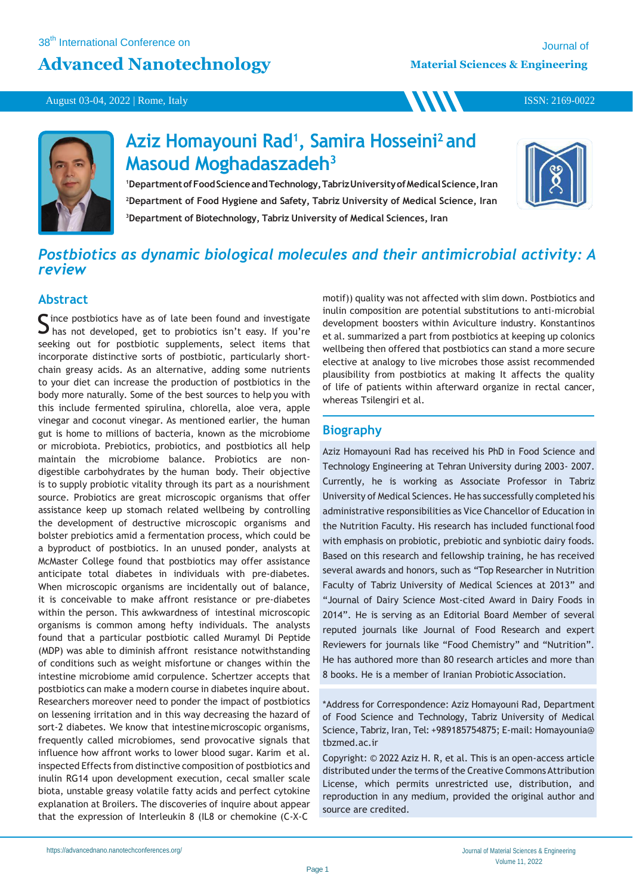# Aziz Homayouni Rad[1], Samira Hosseini[2] and Masoud Moghadaszadeh[3]

[1]Department of Food Science and Technology, Tabriz University of Medical Science, Iran
[2]Department of Food Hygiene and Safety, Tabriz University of Medical Science, Iran
[3]Department of Biotechnology, Tabriz University of Medical Sciences, Iran

## *Postbiotics as dynamic biological molecules and their antimicrobial activity: A review*

## Abstract

Since postbiotics have as of late been found and investigate has not developed, get to probiotics isn't easy. If you're seeking out for postbiotic supplements, select items that incorporate distinctive sorts of postbiotic, particularly short-chain greasy acids. As an alternative, adding some nutrients to your diet can increase the production of postbiotics in the body more naturally. Some of the best sources to help you with this include fermented spirulina, chlorella, aloe vera, apple vinegar and coconut vinegar. As mentioned earlier, the human gut is home to millions of bacteria, known as the microbiome or microbiota. Prebiotics, probiotics, and postbiotics all help maintain the microbiome balance. Probiotics are non-digestible carbohydrates by the human body. Their objective is to supply probiotic vitality through its part as a nourishment source. Probiotics are great microscopic organisms that offer assistance keep up stomach related wellbeing by controlling the development of destructive microscopic organisms and bolster prebiotics amid a fermentation process, which could be a byproduct of postbiotics. In an unused ponder, analysts at McMaster College found that postbiotics may offer assistance anticipate total diabetes in individuals with pre-diabetes. When microscopic organisms are incidentally out of balance, it is conceivable to make affront resistance or pre-diabetes within the person. This awkwardness of intestinal microscopic organisms is common among hefty individuals. The analysts found that a particular postbiotic called Muramyl Di Peptide (MDP) was able to diminish affront resistance notwithstanding of conditions such as weight misfortune or changes within the intestine microbiome amid corpulence. Schertzer accepts that postbiotics can make a modern course in diabetes inquire about. Researchers moreover need to ponder the impact of postbiotics on lessening irritation and in this way decreasing the hazard of sort-2 diabetes. We know that intestine microscopic organisms, frequently called microbiomes, send provocative signals that influence how affront works to lower blood sugar. Karim et al. inspected Effects from distinctive composition of postbiotics and inulin RG14 upon development execution, cecal smaller scale biota, unstable greasy volatile fatty acids and perfect cytokine explanation at Broilers. The discoveries of inquire about appear that the expression of Interleukin 8 (IL8 or chemokine (C-X-C motif)) quality was not affected with slim down. Postbiotics and inulin composition are potential substitutions to anti-microbial development boosters within Aviculture industry. Konstantinos et al. summarized a part from postbiotics at keeping up colonics wellbeing then offered that postbiotics can stand a more secure elective at analogy to live microbes those assist recommended plausibility from postbiotics at making It affects the quality of life of patients within afterward organize in rectal cancer, whereas Tsilengiri et al.

## Biography

Aziz Homayouni Rad has received his PhD in Food Science and Technology Engineering at Tehran University during 2003- 2007. Currently, he is working as Associate Professor in Tabriz University of Medical Sciences. He has successfully completed his administrative responsibilities as Vice Chancellor of Education in the Nutrition Faculty. His research has included functional food with emphasis on probiotic, prebiotic and synbiotic dairy foods. Based on this research and fellowship training, he has received several awards and honors, such as "Top Researcher in Nutrition Faculty of Tabriz University of Medical Sciences at 2013" and "Journal of Dairy Science Most-cited Award in Dairy Foods in 2014". He is serving as an Editorial Board Member of several reputed journals like Journal of Food Research and expert Reviewers for journals like "Food Chemistry" and "Nutrition". He has authored more than 80 research articles and more than 8 books. He is a member of Iranian Probiotic Association.

*Address for Correspondence: Aziz Homayouni Rad, Department of Food Science and Technology, Tabriz University of Medical Science, Tabriz, Iran, Tel: +989185754875; E-mail: Homayounia@tbzmed.ac.ir

Copyright: © 2022 Aziz H. R, et al. This is an open-access article distributed under the terms of the Creative Commons Attribution License, which permits unrestricted use, distribution, and reproduction in any medium, provided the original author and source are credited.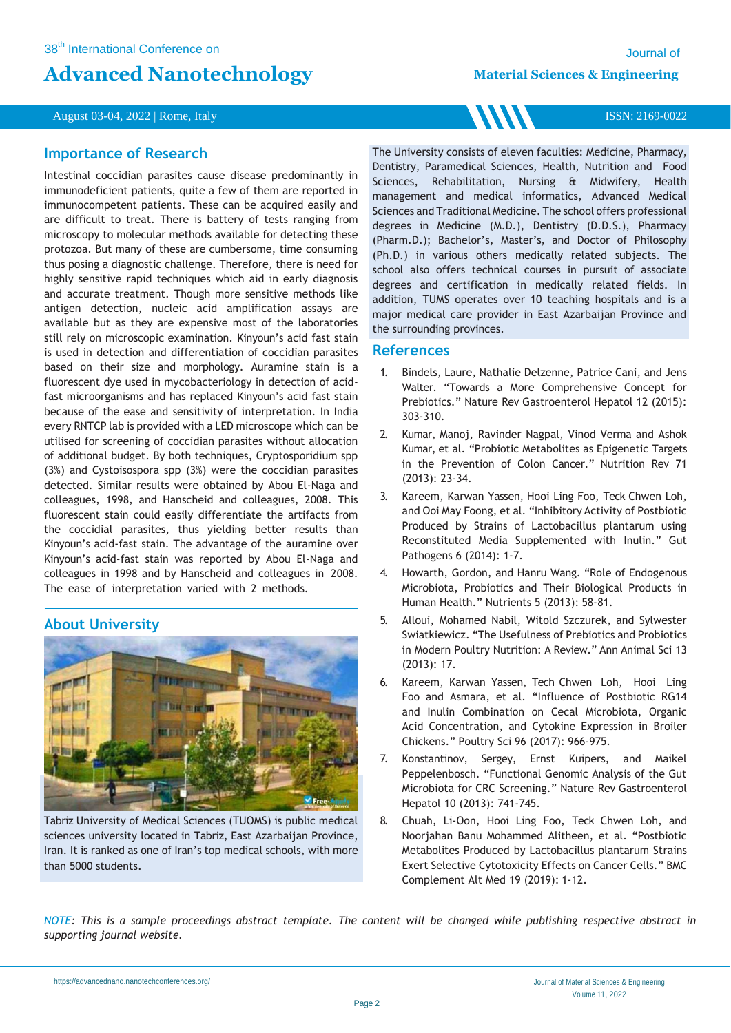## Importance of Research

Intestinal coccidian parasites cause disease predominantly in immunodeficient patients, quite a few of them are reported in immunocompetent patients. These can be acquired easily and are difficult to treat. There is battery of tests ranging from microscopy to molecular methods available for detecting these protozoa. But many of these are cumbersome, time consuming thus posing a diagnostic challenge. Therefore, there is need for highly sensitive rapid techniques which aid in early diagnosis and accurate treatment. Though more sensitive methods like antigen detection, nucleic acid amplification assays are available but as they are expensive most of the laboratories still rely on microscopic examination. Kinyoun's acid fast stain is used in detection and differentiation of coccidian parasites based on their size and morphology. Auramine stain is a fluorescent dye used in mycobacteriology in detection of acid-fast microorganisms and has replaced Kinyoun's acid fast stain because of the ease and sensitivity of interpretation. In India every RNTCP lab is provided with a LED microscope which can be utilised for screening of coccidian parasites without allocation of additional budget. By both techniques, Cryptosporidium spp (3%) and Cystoisospora spp (3%) were the coccidian parasites detected. Similar results were obtained by Abou El-Naga and colleagues, 1998, and Hanscheid and colleagues, 2008. This fluorescent stain could easily differentiate the artifacts from the coccidial parasites, thus yielding better results than Kinyoun's acid-fast stain. The advantage of the auramine over Kinyoun's acid-fast stain was reported by Abou El-Naga and colleagues in 1998 and by Hanscheid and colleagues in 2008. The ease of interpretation varied with 2 methods.

## About University

Tabriz University of Medical Sciences (TUOMS) is public medical sciences university located in Tabriz, East Azarbaijan Province, Iran. It is ranked as one of Iran's top medical schools, with more than 5000 students.

The University consists of eleven faculties: Medicine, Pharmacy, Dentistry, Paramedical Sciences, Health, Nutrition and Food Sciences, Rehabilitation, Nursing & Midwifery, Health management and medical informatics, Advanced Medical Sciences and Traditional Medicine. The school offers professional degrees in Medicine (M.D.), Dentistry (D.D.S.), Pharmacy (Pharm.D.); Bachelor's, Master's, and Doctor of Philosophy (Ph.D.) in various others medically related subjects. The school also offers technical courses in pursuit of associate degrees and certification in medically related fields. In addition, TUMS operates over 10 teaching hospitals and is a major medical care provider in East Azarbaijan Province and the surrounding provinces.

## References

1. Bindels, Laure, Nathalie Delzenne, Patrice Cani, and Jens Walter. "Towards a More Comprehensive Concept for Prebiotics." Nature Rev Gastroenterol Hepatol 12 (2015): 303-310.
2. Kumar, Manoj, Ravinder Nagpal, Vinod Verma and Ashok Kumar, et al. "Probiotic Metabolites as Epigenetic Targets in the Prevention of Colon Cancer." Nutrition Rev 71 (2013): 23-34.
3. Kareem, Karwan Yassen, Hooi Ling Foo, Teck Chwen Loh, and Ooi May Foong, et al. "Inhibitory Activity of Postbiotic Produced by Strains of Lactobacillus plantarum using Reconstituted Media Supplemented with Inulin." Gut Pathogens 6 (2014): 1-7.
4. Howarth, Gordon, and Hanru Wang. "Role of Endogenous Microbiota, Probiotics and Their Biological Products in Human Health." Nutrients 5 (2013): 58-81.
5. Alloui, Mohamed Nabil, Witold Szczurek, and Sylwester Swiatkiewicz. "The Usefulness of Prebiotics and Probiotics in Modern Poultry Nutrition: A Review." Ann Animal Sci 13 (2013): 17.
6. Kareem, Karwan Yassen, Tech Chwen Loh, Hooi Ling Foo and Asmara, et al. "Influence of Postbiotic RG14 and Inulin Combination on Cecal Microbiota, Organic Acid Concentration, and Cytokine Expression in Broiler Chickens." Poultry Sci 96 (2017): 966-975.
7. Konstantinov, Sergey, Ernst Kuipers, and Maikel Peppelenbosch. "Functional Genomic Analysis of the Gut Microbiota for CRC Screening." Nature Rev Gastroenterol Hepatol 10 (2013): 741-745.
8. Chuah, Li-Oon, Hooi Ling Foo, Teck Chwen Loh, and Noorjahan Banu Mohammed Alitheen, et al. "Postbiotic Metabolites Produced by Lactobacillus plantarum Strains Exert Selective Cytotoxicity Effects on Cancer Cells." BMC Complement Alt Med 19 (2019): 1-12.

*NOTE: This is a sample proceedings abstract template. The content will be changed while publishing respective abstract in supporting journal website.*